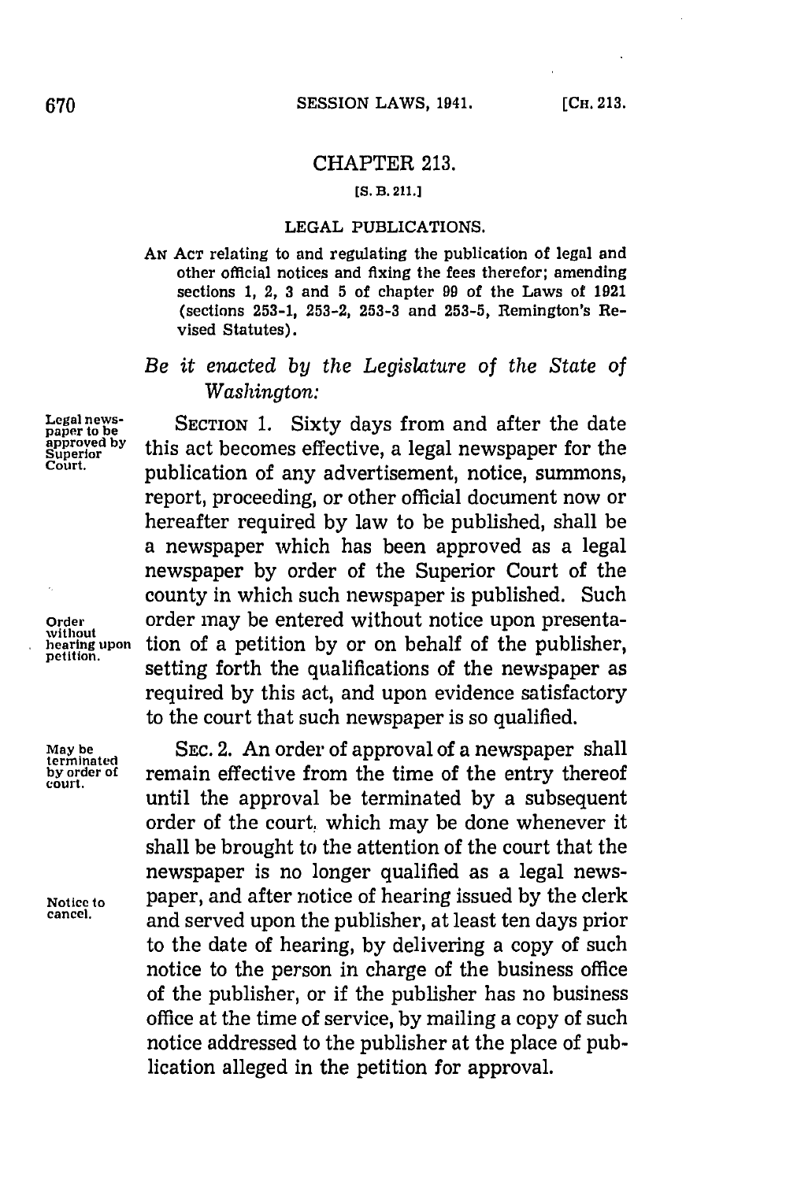# CHAPTER 213.

[S. B. 211.]

## LEGAL PUBLICATIONS.

AN ACT relating to and regulating the publication of legal and other official notices and fixing the fees therefor; amending sections 1, 2, 3 and 5 of chapter 99 of the Laws of 1921 (sections 253-1, 253-2, 253-3 and 253-5, Remington's Revised Statutes).

*Be it enacted by the Legislature of the State of Washington:*

Legal newspaper to be approved by Superior Court.

SECTION 1. Sixty days from and after the date this act becomes effective, a legal newspaper for the publication of any advertisement, notice, summons, report, proceeding, or other official document now or hereafter required by law to be published, shall be a newspaper which has been approved as a legal newspaper by order of the Superior Court of the county in which such newspaper is published. Such order may be entered without notice upon presentation of a petition by or on behalf of the publisher, setting forth the qualifications of the newspaper as required by this act, and upon evidence satisfactory to the court that such newspaper is so qualified.

Order without hearing upon petition.

May be terminated by order of court.

SEC. 2. An order of approval of a newspaper shall remain effective from the time of the entry thereof until the approval be terminated by a subsequent order of the court, which may be done whenever it shall be brought to the attention of the court that the newspaper is no longer qualified as a legal newspaper, and after notice of hearing issued by the clerk and served upon the publisher, at least ten days prior to the date of hearing, by delivering a copy of such notice to the person in charge of the business office of the publisher, or if the publisher has no business office at the time of service, by mailing a copy of such notice addressed to the publisher at the place of publication alleged in the petition for approval.

Notice to cancel.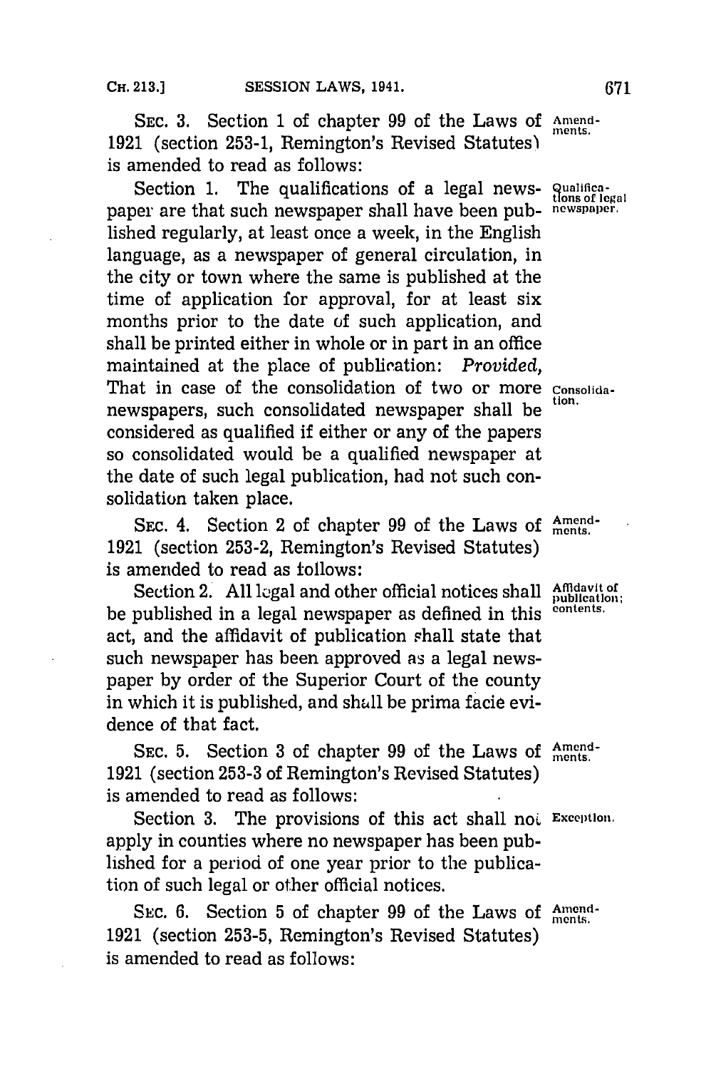SEC. 3. Section 1 of chapter 99 of the Laws of 1921 (section 253-1, Remington's Revised Statutes) is amended to read as follows:

Amendments.

Section 1. The qualifications of a legal newspaper are that such newspaper shall have been published regularly, at least once a week, in the English language, as a newspaper of general circulation, in the city or town where the same is published at the time of application for approval, for at least six months prior to the date of such application, and shall be printed either in whole or in part in an office maintained at the place of publication: *Provided*, That in case of the consolidation of two or more newspapers, such consolidated newspaper shall be considered as qualified if either or any of the papers so consolidated would be a qualified newspaper at the date of such legal publication, had not such consolidation taken place.

Qualifications of legal newspaper.

Consolidation.

SEC. 4. Section 2 of chapter 99 of the Laws of 1921 (section 253-2, Remington's Revised Statutes) is amended to read as follows:

Amendments.

Section 2. All legal and other official notices shall be published in a legal newspaper as defined in this act, and the affidavit of publication shall state that such newspaper has been approved as a legal newspaper by order of the Superior Court of the county in which it is published, and shall be prima facie evidence of that fact.

Affidavit of publication; contents.

SEC. 5. Section 3 of chapter 99 of the Laws of 1921 (section 253-3 of Remington's Revised Statutes) is amended to read as follows:

Amendments.

Section 3. The provisions of this act shall not apply in counties where no newspaper has been published for a period of one year prior to the publication of such legal or other official notices.

Exception.

SEC. 6. Section 5 of chapter 99 of the Laws of 1921 (section 253-5, Remington's Revised Statutes) is amended to read as follows:

Amendments.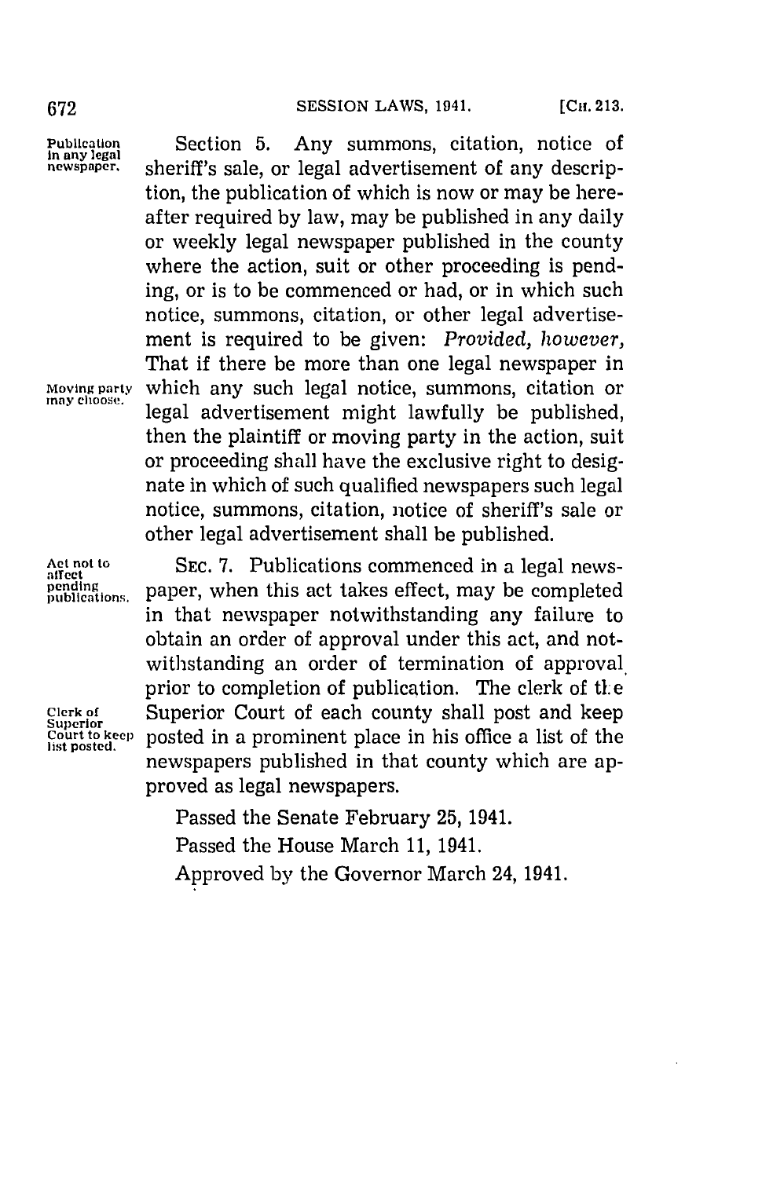**Publication in any legal newspaper.** Section 5. Any summons, citation, notice of sheriff's sale, or legal advertisement of any description, the publication of which is now or may be hereafter required by law, may be published in any daily or weekly legal newspaper published in the county where the action, suit or other proceeding is pending, or is to be commenced or had, or in which such notice, summons, citation, or other legal advertisement is required to be given: *Provided, however,* That if there be more than one legal newspaper in which any such legal notice, summons, citation or legal advertisement might lawfully be published, then the plaintiff or moving party in the action, suit or proceeding shall have the exclusive right to designate in which of such qualified newspapers such legal notice, summons, citation, notice of sheriff's sale or other legal advertisement shall be published.

**Moving party may choose.**

**Act not to affect pending publications.** SEC. 7. Publications commenced in a legal newspaper, when this act takes effect, may be completed in that newspaper notwithstanding any failure to obtain an order of approval under this act, and notwithstanding an order of termination of approval prior to completion of publication. The clerk of the Superior Court of each county shall post and keep posted in a prominent place in his office a list of the newspapers published in that county which are approved as legal newspapers.

**Clerk of Superior Court to keep list posted.**

Passed the Senate February 25, 1941.

Passed the House March 11, 1941.

Approved by the Governor March 24, 1941.